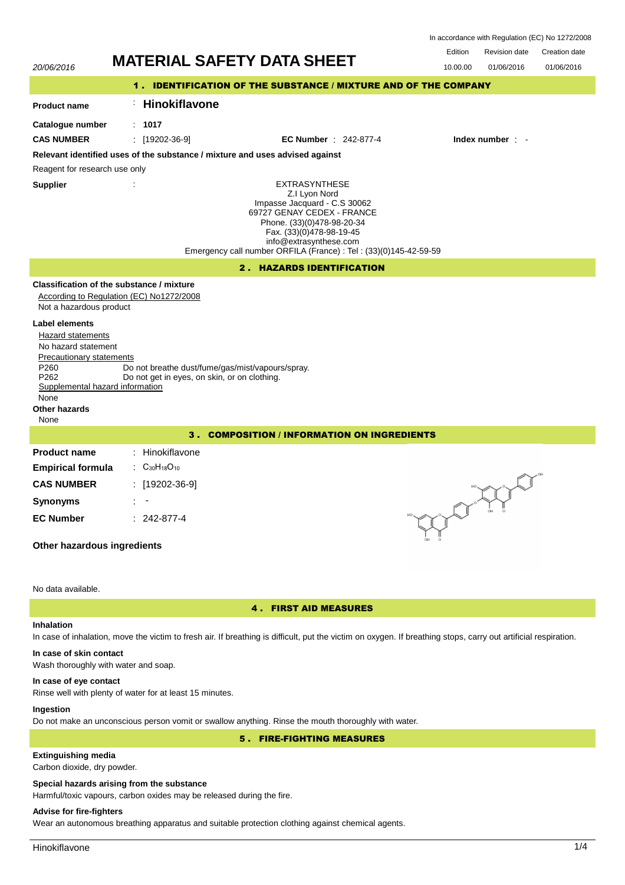In accordance with Regulation (EC) No 1272/2008

20/06/2016

# MATERIAL SAFETY DATA SHEET

| Edition | Revision date | Creation date |
|---|---|---|
| 10.00.00 | 01/06/2016 | 01/06/2016 |

## 1. IDENTIFICATION OF THE SUBSTANCE / MIXTURE AND OF THE COMPANY

**Product name** : **Hinokiflavone**

**Catalogue number** : **1017**

**CAS NUMBER** : [19202-36-9] **EC Number** : 242-877-4 **Index number** : -

**Relevant identified uses of the substance / mixture and uses advised against**

Reagent for research use only

**Supplier** :

EXTRASYNTHESE
Z.I Lyon Nord
Impasse Jacquard - C.S 30062
69727 GENAY CEDEX - FRANCE
Phone. (33)(0)478-98-20-34
Fax. (33)(0)478-98-19-45
info@extrasynthese.com
Emergency call number ORFILA (France) : Tel : (33)(0)145-42-59-59

## 2. HAZARDS IDENTIFICATION

**Classification of the substance / mixture**

According to Regulation (EC) No1272/2008

Not a hazardous product

**Label elements**

Hazard statements

No hazard statement

Precautionary statements

P260 Do not breathe dust/fume/gas/mist/vapours/spray.
P262 Do not get in eyes, on skin, or on clothing.

Supplemental hazard information

None

**Other hazards**

None

## 3. COMPOSITION / INFORMATION ON INGREDIENTS

**Product name** : Hinokiflavone

**Empirical formula** : $C_{30}H_{18}O_{10}$

**CAS NUMBER** : [19202-36-9]

**Synonyms** : -

**EC Number** : 242-877-4

**Other hazardous ingredients**

No data available.

## 4. FIRST AID MEASURES

**Inhalation**

In case of inhalation, move the victim to fresh air. If breathing is difficult, put the victim on oxygen. If breathing stops, carry out artificial respiration.

**In case of skin contact**

Wash thoroughly with water and soap.

**In case of eye contact**

Rinse well with plenty of water for at least 15 minutes.

**Ingestion**

Do not make an unconscious person vomit or swallow anything. Rinse the mouth thoroughly with water.

## 5. FIRE-FIGHTING MEASURES

**Extinguishing media**

Carbon dioxide, dry powder.

**Special hazards arising from the substance**

Harmful/toxic vapours, carbon oxides may be released during the fire.

**Advise for fire-fighters**

Wear an autonomous breathing apparatus and suitable protection clothing against chemical agents.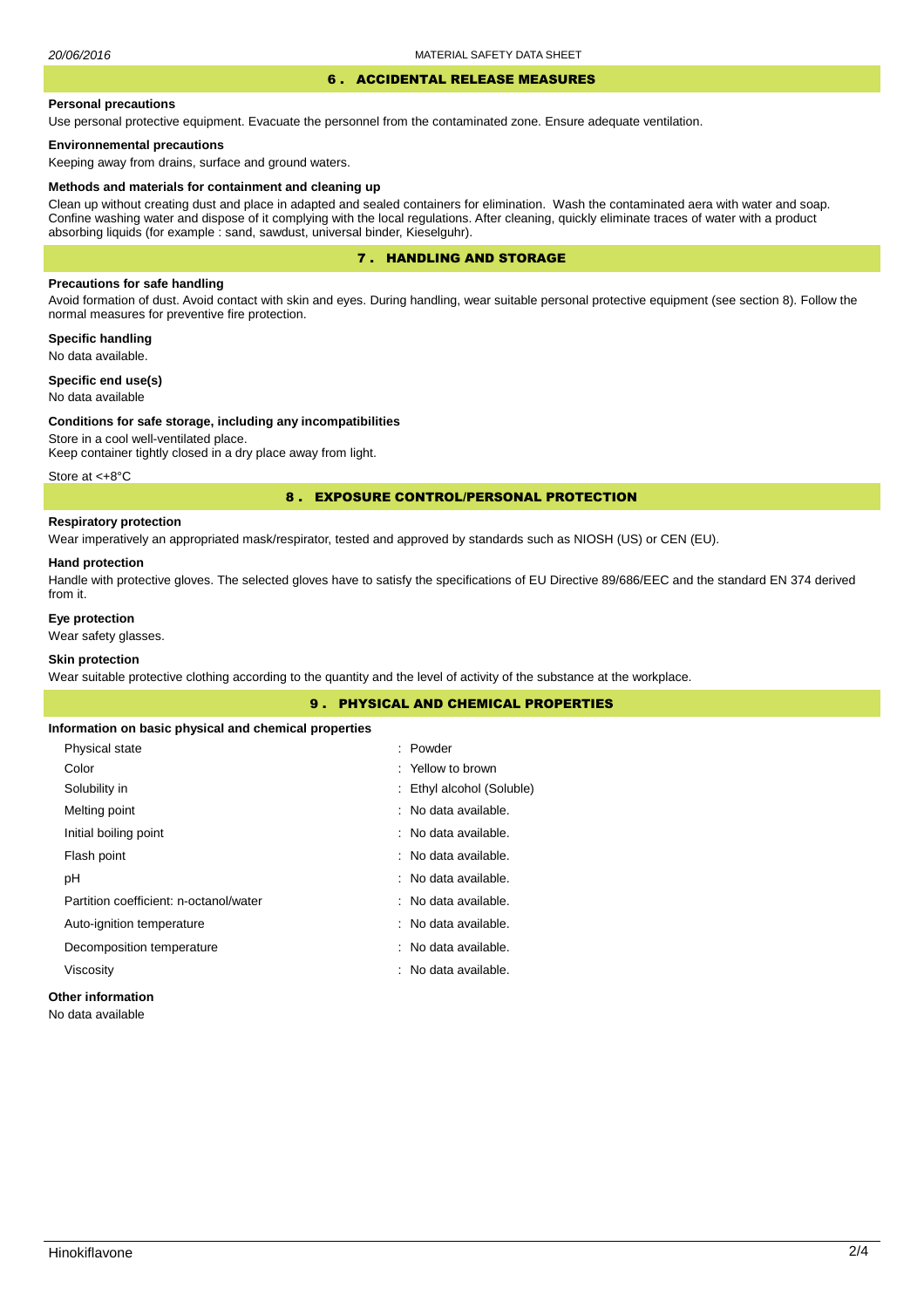## 6 . ACCIDENTAL RELEASE MEASURES

**Personal precautions**

Use personal protective equipment. Evacuate the personnel from the contaminated zone. Ensure adequate ventilation.

**Environnemental precautions**

Keeping away from drains, surface and ground waters.

**Methods and materials for containment and cleaning up**

Clean up without creating dust and place in adapted and sealed containers for elimination. Wash the contaminated aera with water and soap. Confine washing water and dispose of it complying with the local regulations. After cleaning, quickly eliminate traces of water with a product absorbing liquids (for example : sand, sawdust, universal binder, Kieselguhr).

## 7 . HANDLING AND STORAGE

**Precautions for safe handling**

Avoid formation of dust. Avoid contact with skin and eyes. During handling, wear suitable personal protective equipment (see section 8). Follow the normal measures for preventive fire protection.

**Specific handling**

No data available.

**Specific end use(s)**

No data available

**Conditions for safe storage, including any incompatibilities**

Store in a cool well-ventilated place.
Keep container tightly closed in a dry place away from light.

Store at <+8°C

## 8 . EXPOSURE CONTROL/PERSONAL PROTECTION

**Respiratory protection**

Wear imperatively an appropriated mask/respirator, tested and approved by standards such as NIOSH (US) or CEN (EU).

**Hand protection**

Handle with protective gloves. The selected gloves have to satisfy the specifications of EU Directive 89/686/EEC and the standard EN 374 derived from it.

**Eye protection**

Wear safety glasses.

**Skin protection**

Wear suitable protective clothing according to the quantity and the level of activity of the substance at the workplace.

## 9 . PHYSICAL AND CHEMICAL PROPERTIES

**Information on basic physical and chemical properties**

| Property | Value |
|---|---|
| Physical state | : Powder |
| Color | : Yellow to brown |
| Solubility in | : Ethyl alcohol (Soluble) |
| Melting point | : No data available. |
| Initial boiling point | : No data available. |
| Flash point | : No data available. |
| pH | : No data available. |
| Partition coefficient: n-octanol/water | : No data available. |
| Auto-ignition temperature | : No data available. |
| Decomposition temperature | : No data available. |
| Viscosity | : No data available. |

**Other information**

No data available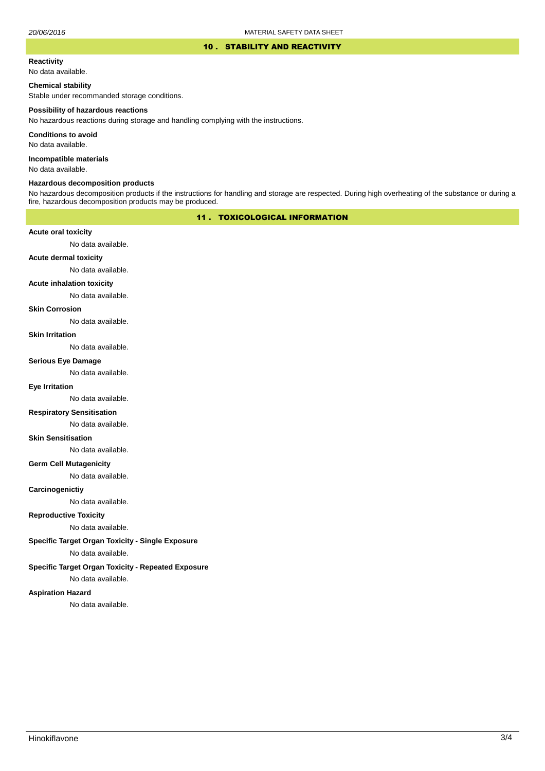## 10 . STABILITY AND REACTIVITY

**Reactivity**

No data available.

**Chemical stability**

Stable under recommanded storage conditions.

**Possibility of hazardous reactions**

No hazardous reactions during storage and handling complying with the instructions.

**Conditions to avoid**

No data available.

**Incompatible materials**

No data available.

**Hazardous decomposition products**

No hazardous decomposition products if the instructions for handling and storage are respected. During high overheating of the substance or during a fire, hazardous decomposition products may be produced.

## 11 . TOXICOLOGICAL INFORMATION

**Acute oral toxicity**

No data available.

**Acute dermal toxicity**

No data available.

**Acute inhalation toxicity**

No data available.

**Skin Corrosion**

No data available.

**Skin Irritation**

No data available.

**Serious Eye Damage**

No data available.

**Eye Irritation**

No data available.

**Respiratory Sensitisation**

No data available.

**Skin Sensitisation**

No data available.

**Germ Cell Mutagenicity**

No data available.

**Carcinogenictiy**

No data available.

**Reproductive Toxicity**

No data available.

**Specific Target Organ Toxicity - Single Exposure**

No data available.

**Specific Target Organ Toxicity - Repeated Exposure**

No data available.

**Aspiration Hazard**

No data available.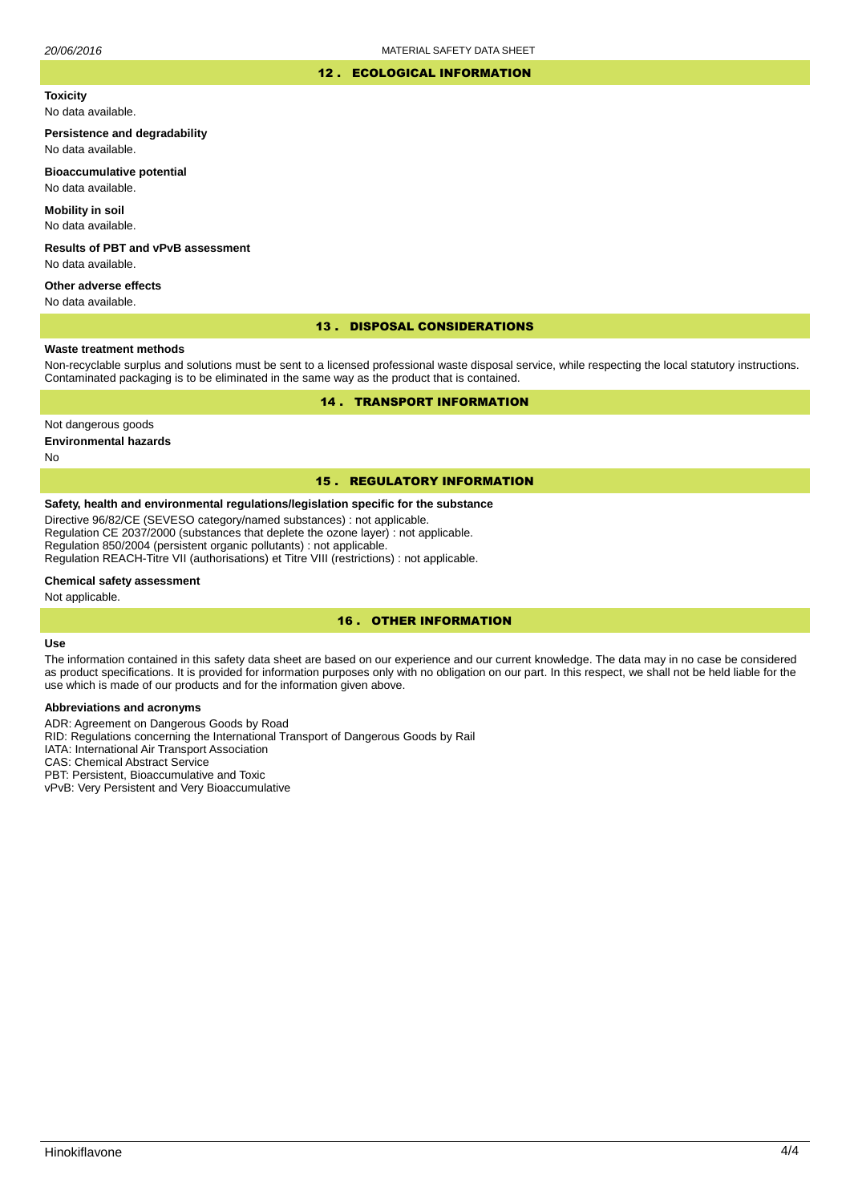## 12 . ECOLOGICAL INFORMATION

**Toxicity**

No data available.

**Persistence and degradability**

No data available.

**Bioaccumulative potential**

No data available.

**Mobility in soil**

No data available.

**Results of PBT and vPvB assessment**

No data available.

**Other adverse effects**

No data available.

## 13 . DISPOSAL CONSIDERATIONS

**Waste treatment methods**

Non-recyclable surplus and solutions must be sent to a licensed professional waste disposal service, while respecting the local statutory instructions. Contaminated packaging is to be eliminated in the same way as the product that is contained.

## 14 . TRANSPORT INFORMATION

Not dangerous goods

**Environmental hazards**

No

## 15 . REGULATORY INFORMATION

**Safety, health and environmental regulations/legislation specific for the substance**

Directive 96/82/CE (SEVESO category/named substances) : not applicable.
Regulation CE 2037/2000 (substances that deplete the ozone layer) : not applicable.
Regulation 850/2004 (persistent organic pollutants) : not applicable.
Regulation REACH-Titre VII (authorisations) et Titre VIII (restrictions) : not applicable.

**Chemical safety assessment**

Not applicable.

## 16 . OTHER INFORMATION

**Use**

The information contained in this safety data sheet are based on our experience and our current knowledge. The data may in no case be considered as product specifications. It is provided for information purposes only with no obligation on our part. In this respect, we shall not be held liable for the use which is made of our products and for the information given above.

**Abbreviations and acronyms**

ADR: Agreement on Dangerous Goods by Road
RID: Regulations concerning the International Transport of Dangerous Goods by Rail
IATA: International Air Transport Association
CAS: Chemical Abstract Service
PBT: Persistent, Bioaccumulative and Toxic
vPvB: Very Persistent and Very Bioaccumulative